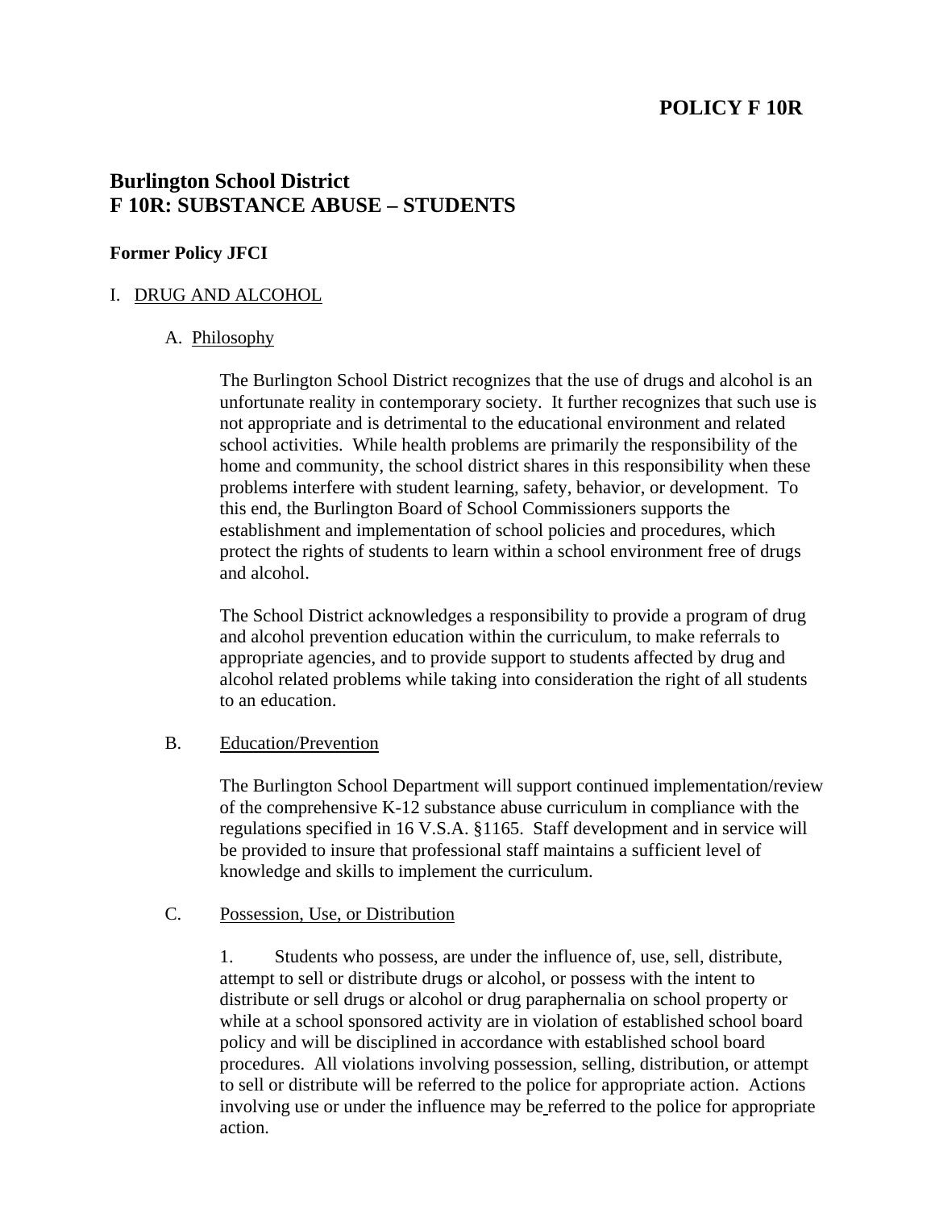# POLICY F 10R

## Burlington School District
## F 10R: SUBSTANCE ABUSE – STUDENTS

**Former Policy JFCI**

I. DRUG AND ALCOHOL

A. Philosophy

The Burlington School District recognizes that the use of drugs and alcohol is an unfortunate reality in contemporary society. It further recognizes that such use is not appropriate and is detrimental to the educational environment and related school activities. While health problems are primarily the responsibility of the home and community, the school district shares in this responsibility when these problems interfere with student learning, safety, behavior, or development. To this end, the Burlington Board of School Commissioners supports the establishment and implementation of school policies and procedures, which protect the rights of students to learn within a school environment free of drugs and alcohol.

The School District acknowledges a responsibility to provide a program of drug and alcohol prevention education within the curriculum, to make referrals to appropriate agencies, and to provide support to students affected by drug and alcohol related problems while taking into consideration the right of all students to an education.

B. Education/Prevention

The Burlington School Department will support continued implementation/review of the comprehensive K-12 substance abuse curriculum in compliance with the regulations specified in 16 V.S.A. §1165. Staff development and in service will be provided to insure that professional staff maintains a sufficient level of knowledge and skills to implement the curriculum.

C. Possession, Use, or Distribution

1. Students who possess, are under the influence of, use, sell, distribute, attempt to sell or distribute drugs or alcohol, or possess with the intent to distribute or sell drugs or alcohol or drug paraphernalia on school property or while at a school sponsored activity are in violation of established school board policy and will be disciplined in accordance with established school board procedures. All violations involving possession, selling, distribution, or attempt to sell or distribute will be referred to the police for appropriate action. Actions involving use or under the influence may be referred to the police for appropriate action.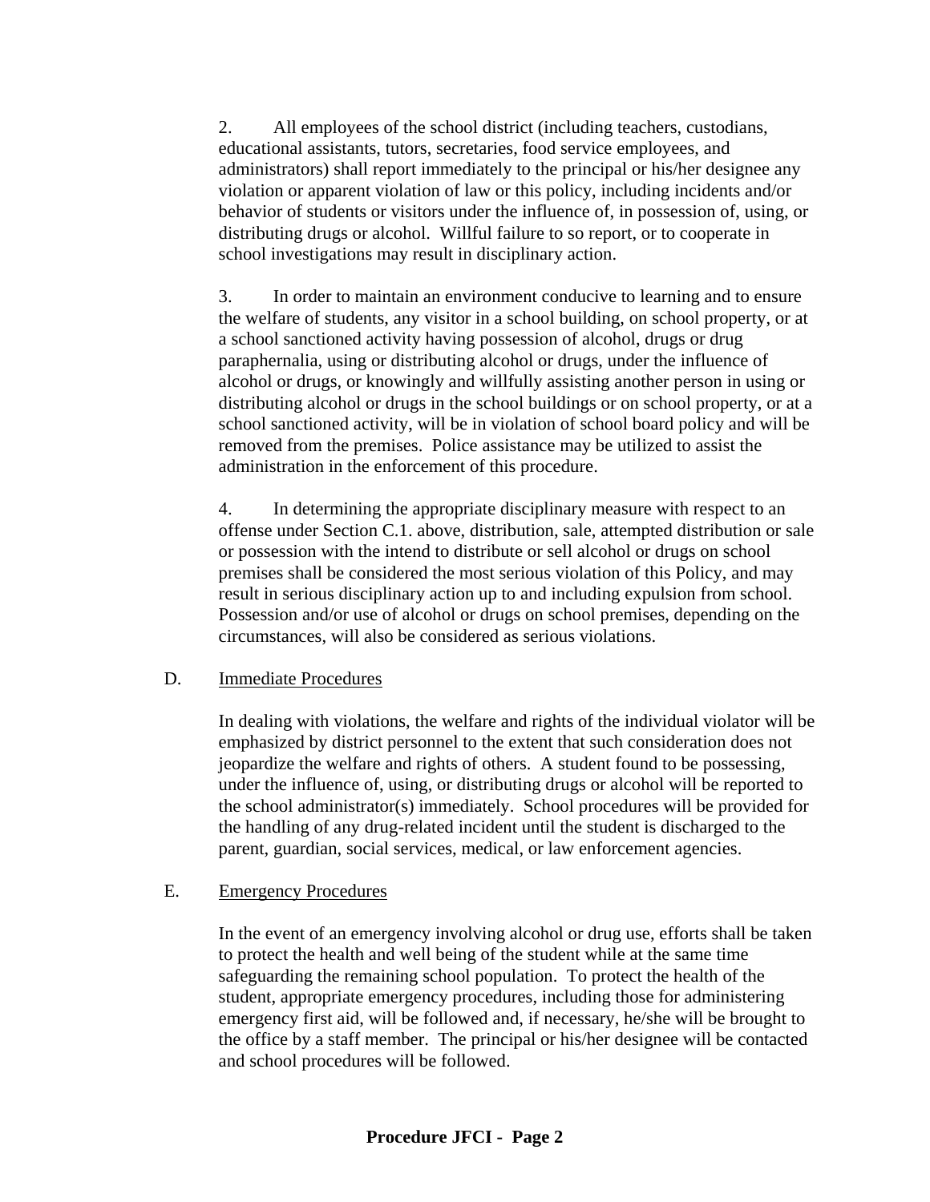2. All employees of the school district (including teachers, custodians, educational assistants, tutors, secretaries, food service employees, and administrators) shall report immediately to the principal or his/her designee any violation or apparent violation of law or this policy, including incidents and/or behavior of students or visitors under the influence of, in possession of, using, or distributing drugs or alcohol. Willful failure to so report, or to cooperate in school investigations may result in disciplinary action.

3. In order to maintain an environment conducive to learning and to ensure the welfare of students, any visitor in a school building, on school property, or at a school sanctioned activity having possession of alcohol, drugs or drug paraphernalia, using or distributing alcohol or drugs, under the influence of alcohol or drugs, or knowingly and willfully assisting another person in using or distributing alcohol or drugs in the school buildings or on school property, or at a school sanctioned activity, will be in violation of school board policy and will be removed from the premises. Police assistance may be utilized to assist the administration in the enforcement of this procedure.

4. In determining the appropriate disciplinary measure with respect to an offense under Section C.1. above, distribution, sale, attempted distribution or sale or possession with the intend to distribute or sell alcohol or drugs on school premises shall be considered the most serious violation of this Policy, and may result in serious disciplinary action up to and including expulsion from school. Possession and/or use of alcohol or drugs on school premises, depending on the circumstances, will also be considered as serious violations.

D. Immediate Procedures

In dealing with violations, the welfare and rights of the individual violator will be emphasized by district personnel to the extent that such consideration does not jeopardize the welfare and rights of others. A student found to be possessing, under the influence of, using, or distributing drugs or alcohol will be reported to the school administrator(s) immediately. School procedures will be provided for the handling of any drug-related incident until the student is discharged to the parent, guardian, social services, medical, or law enforcement agencies.

E. Emergency Procedures

In the event of an emergency involving alcohol or drug use, efforts shall be taken to protect the health and well being of the student while at the same time safeguarding the remaining school population. To protect the health of the student, appropriate emergency procedures, including those for administering emergency first aid, will be followed and, if necessary, he/she will be brought to the office by a staff member. The principal or his/her designee will be contacted and school procedures will be followed.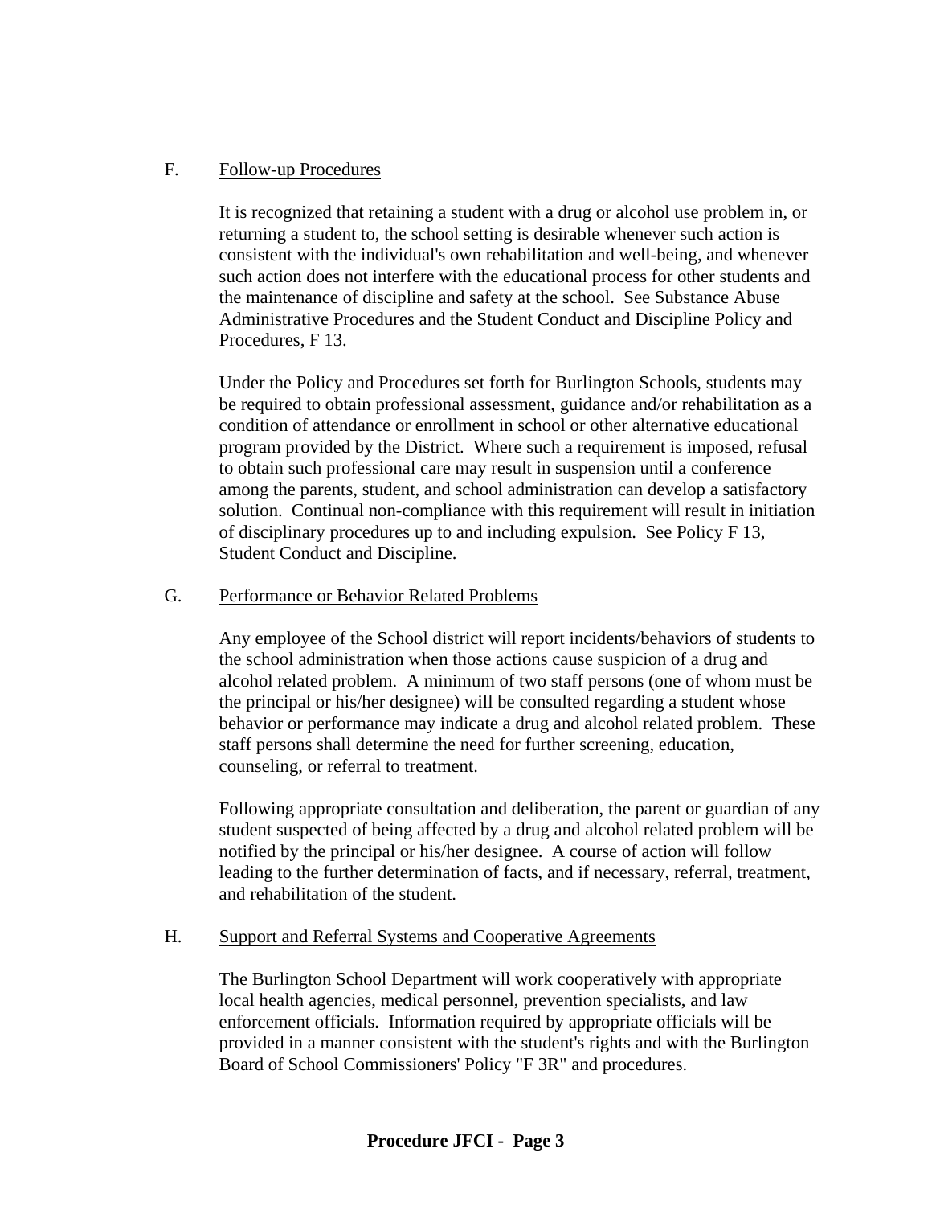F. <u>Follow-up Procedures</u>

It is recognized that retaining a student with a drug or alcohol use problem in, or returning a student to, the school setting is desirable whenever such action is consistent with the individual's own rehabilitation and well-being, and whenever such action does not interfere with the educational process for other students and the maintenance of discipline and safety at the school. See Substance Abuse Administrative Procedures and the Student Conduct and Discipline Policy and Procedures, F 13.

Under the Policy and Procedures set forth for Burlington Schools, students may be required to obtain professional assessment, guidance and/or rehabilitation as a condition of attendance or enrollment in school or other alternative educational program provided by the District. Where such a requirement is imposed, refusal to obtain such professional care may result in suspension until a conference among the parents, student, and school administration can develop a satisfactory solution. Continual non-compliance with this requirement will result in initiation of disciplinary procedures up to and including expulsion. See Policy F 13, Student Conduct and Discipline.

G. <u>Performance or Behavior Related Problems</u>

Any employee of the School district will report incidents/behaviors of students to the school administration when those actions cause suspicion of a drug and alcohol related problem. A minimum of two staff persons (one of whom must be the principal or his/her designee) will be consulted regarding a student whose behavior or performance may indicate a drug and alcohol related problem. These staff persons shall determine the need for further screening, education, counseling, or referral to treatment.

Following appropriate consultation and deliberation, the parent or guardian of any student suspected of being affected by a drug and alcohol related problem will be notified by the principal or his/her designee. A course of action will follow leading to the further determination of facts, and if necessary, referral, treatment, and rehabilitation of the student.

H. <u>Support and Referral Systems and Cooperative Agreements</u>

The Burlington School Department will work cooperatively with appropriate local health agencies, medical personnel, prevention specialists, and law enforcement officials. Information required by appropriate officials will be provided in a manner consistent with the student's rights and with the Burlington Board of School Commissioners' Policy "F 3R" and procedures.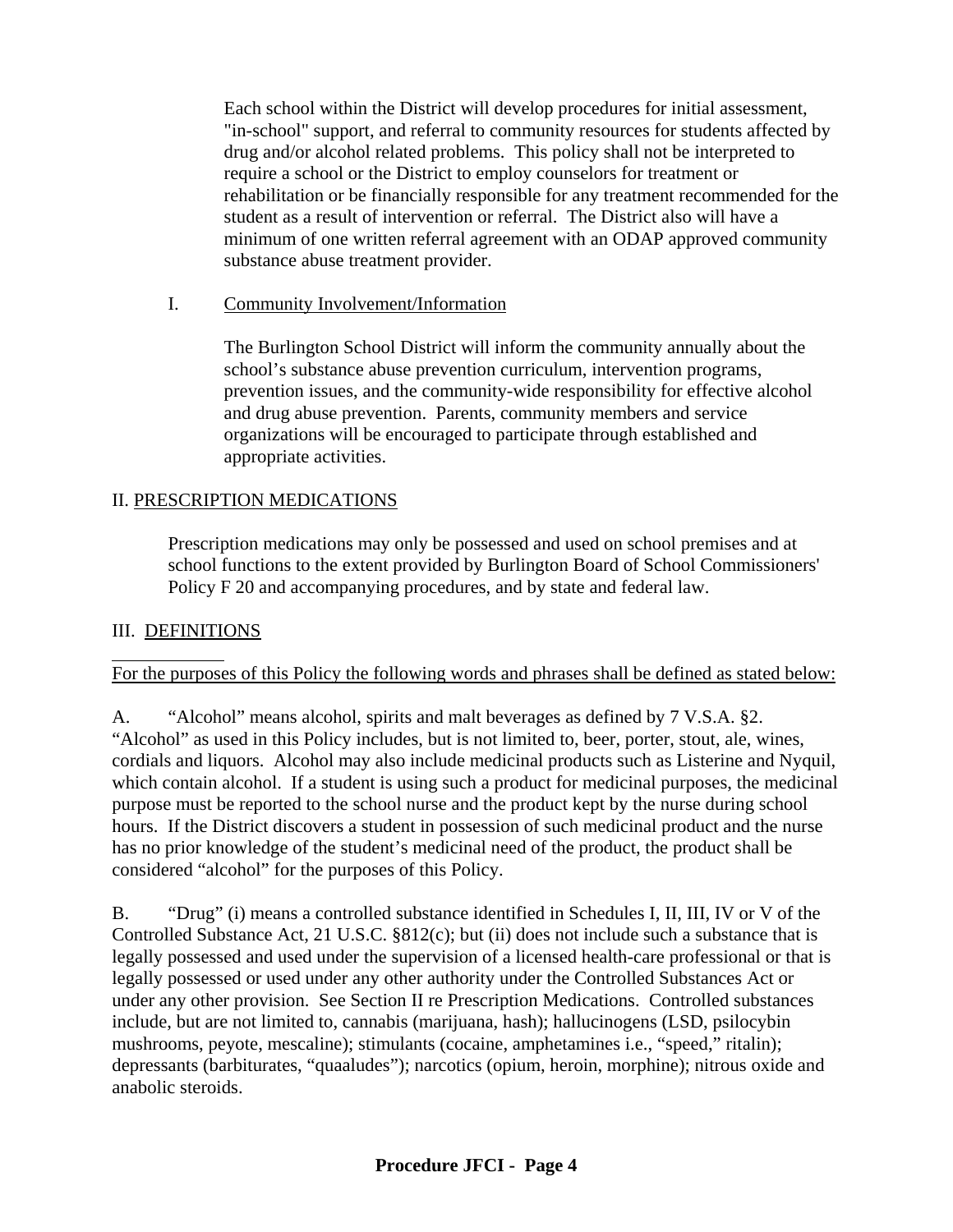Each school within the District will develop procedures for initial assessment, "in-school" support, and referral to community resources for students affected by drug and/or alcohol related problems. This policy shall not be interpreted to require a school or the District to employ counselors for treatment or rehabilitation or be financially responsible for any treatment recommended for the student as a result of intervention or referral. The District also will have a minimum of one written referral agreement with an ODAP approved community substance abuse treatment provider.

I. Community Involvement/Information

The Burlington School District will inform the community annually about the school's substance abuse prevention curriculum, intervention programs, prevention issues, and the community-wide responsibility for effective alcohol and drug abuse prevention. Parents, community members and service organizations will be encouraged to participate through established and appropriate activities.

## II. PRESCRIPTION MEDICATIONS

Prescription medications may only be possessed and used on school premises and at school functions to the extent provided by Burlington Board of School Commissioners' Policy F 20 and accompanying procedures, and by state and federal law.

## III. DEFINITIONS

For the purposes of this Policy the following words and phrases shall be defined as stated below:

A. "Alcohol" means alcohol, spirits and malt beverages as defined by 7 V.S.A. §2. "Alcohol" as used in this Policy includes, but is not limited to, beer, porter, stout, ale, wines, cordials and liquors. Alcohol may also include medicinal products such as Listerine and Nyquil, which contain alcohol. If a student is using such a product for medicinal purposes, the medicinal purpose must be reported to the school nurse and the product kept by the nurse during school hours. If the District discovers a student in possession of such medicinal product and the nurse has no prior knowledge of the student's medicinal need of the product, the product shall be considered "alcohol" for the purposes of this Policy.

B. "Drug" (i) means a controlled substance identified in Schedules I, II, III, IV or V of the Controlled Substance Act, 21 U.S.C. §812(c); but (ii) does not include such a substance that is legally possessed and used under the supervision of a licensed health-care professional or that is legally possessed or used under any other authority under the Controlled Substances Act or under any other provision. See Section II re Prescription Medications. Controlled substances include, but are not limited to, cannabis (marijuana, hash); hallucinogens (LSD, psilocybin mushrooms, peyote, mescaline); stimulants (cocaine, amphetamines i.e., "speed," ritalin); depressants (barbiturates, "quaaludes"); narcotics (opium, heroin, morphine); nitrous oxide and anabolic steroids.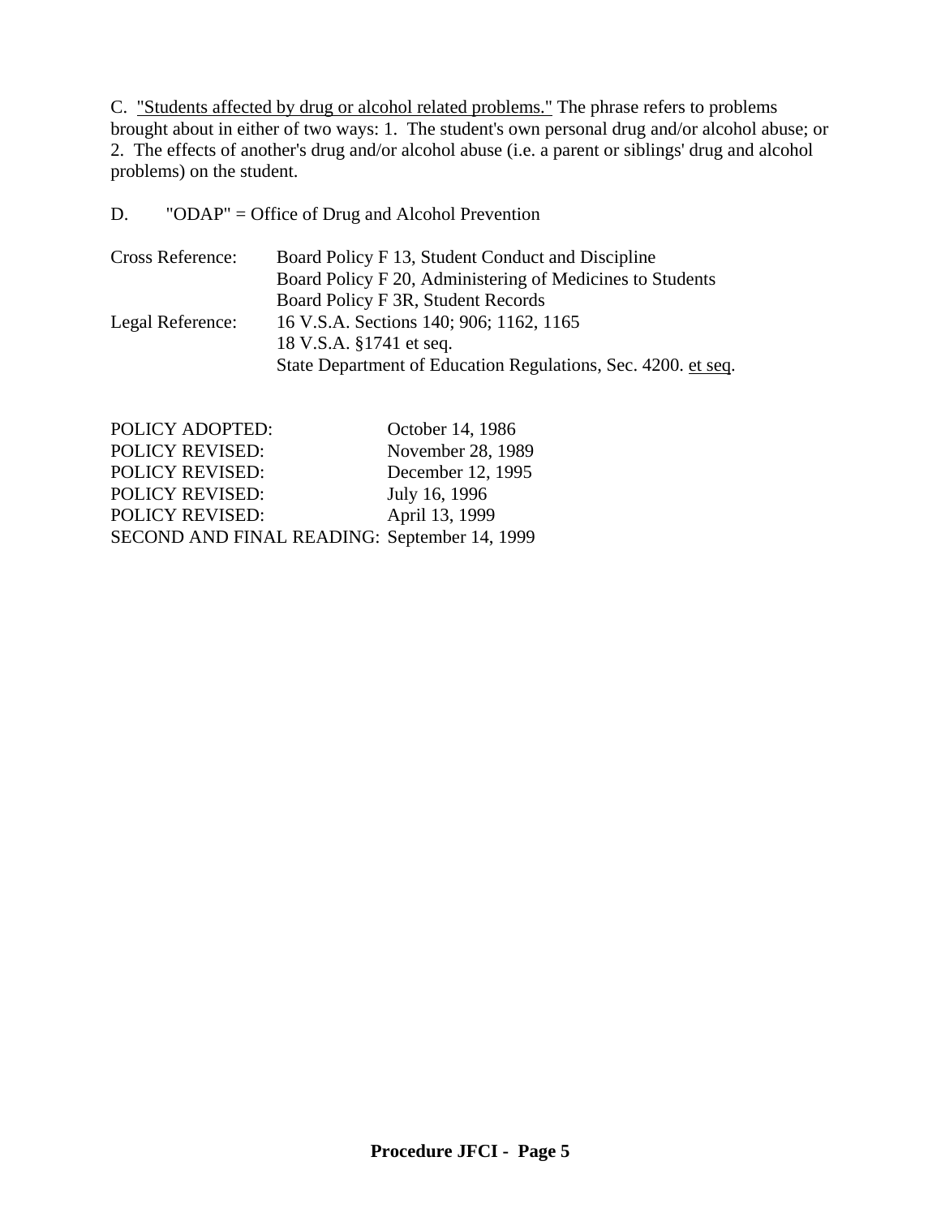C. <u>"Students affected by drug or alcohol related problems."</u> The phrase refers to problems brought about in either of two ways: 1. The student's own personal drug and/or alcohol abuse; or 2. The effects of another's drug and/or alcohol abuse (i.e. a parent or siblings' drug and alcohol problems) on the student.

D. "ODAP" = Office of Drug and Alcohol Prevention

| | |
|---|---|
| Cross Reference: | Board Policy F 13, Student Conduct and Discipline |
| | Board Policy F 20, Administering of Medicines to Students |
| | Board Policy F 3R, Student Records |
| Legal Reference: | 16 V.S.A. Sections 140; 906; 1162, 1165 |
| | 18 V.S.A. §1741 et seq. |
| | State Department of Education Regulations, Sec. 4200. <u>et seq</u>. |

| | |
|---|---|
| POLICY ADOPTED: | October 14, 1986 |
| POLICY REVISED: | November 28, 1989 |
| POLICY REVISED: | December 12, 1995 |
| POLICY REVISED: | July 16, 1996 |
| POLICY REVISED: | April 13, 1999 |
| SECOND AND FINAL READING: | September 14, 1999 |